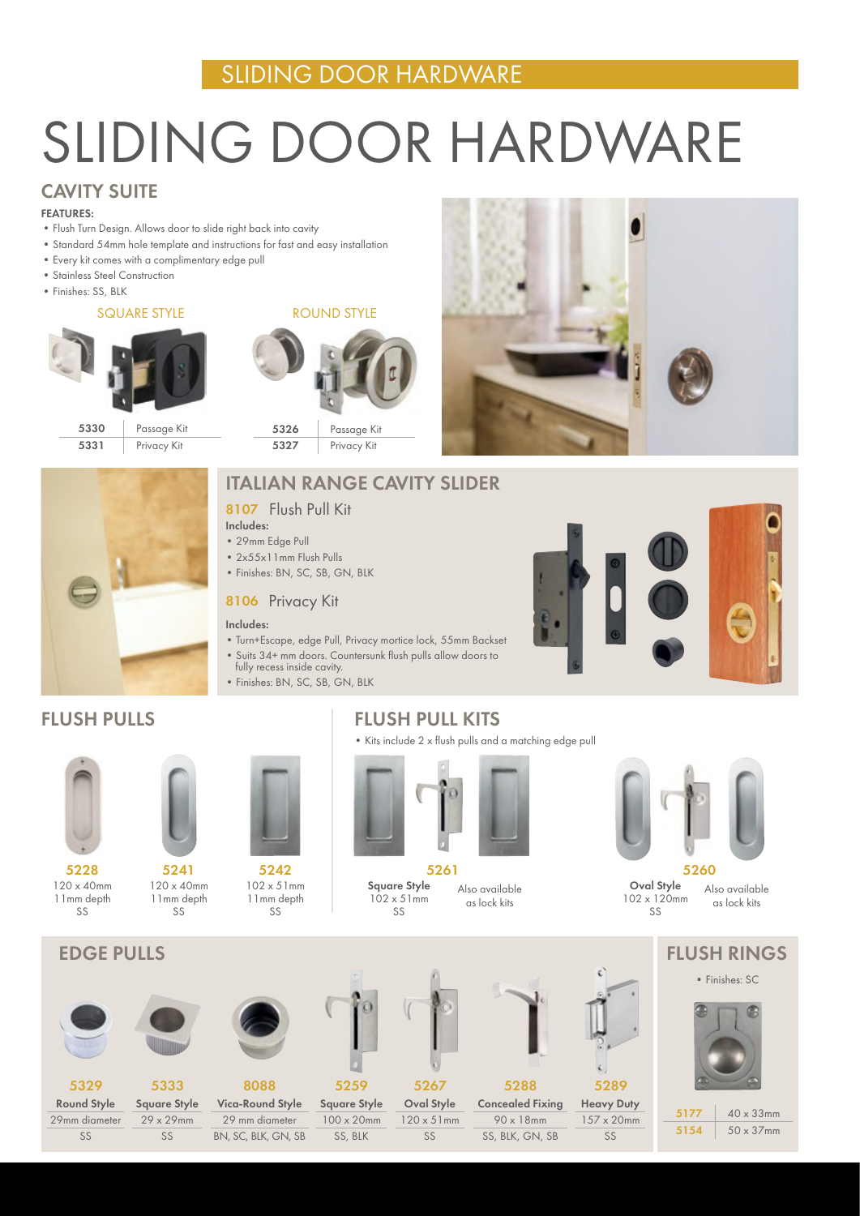# SLIDING DOOR HARDWARE

## CAVITY SUITE

**FEATURES:**

- Flush Turn Design. Allows door to slide right back into cavity
- Standard 54mm hole template and instructions for fast and easy installation
- Every kit comes with a complimentary edge pull
- Stainless Steel Construction
- Finishes: SS, BLK

### SQUARE STYLE

| | |
|---|---|
| **5330** | Passage Kit |
| **5331** | Privacy Kit |

### ROUND STYLE

| | |
|---|---|
| **5326** | Passage Kit |
| **5327** | Privacy Kit |

## ITALIAN RANGE CAVITY SLIDER

### 8107 Flush Pull Kit

**Includes:**

- 29mm Edge Pull
- 2x55x11mm Flush Pulls
- Finishes: BN, SC, SB, GN, BLK

### 8106 Privacy Kit

**Includes:**

- Turn+Escape, edge Pull, Privacy mortice lock, 55mm Backset
- Suits 34+ mm doors. Countersunk flush pulls allow doors to fully recess inside cavity.
- Finishes: BN, SC, SB, GN, BLK

## FLUSH PULLS

| 5228 | 5241 | 5242 |
|---|---|---|
| 120 x 40mm | 120 x 40mm | 102 x 51mm |
| 11mm depth | 11mm depth | 11mm depth |
| SS | SS | SS |

## FLUSH PULL KITS

- Kits include 2 x flush pulls and a matching edge pull

**5261**
**Square Style**
102 x 51mm
SS
Also available as lock kits

**5260**
**Oval Style**
102 x 120mm
SS
Also available as lock kits

## EDGE PULLS

| 5329 | 5333 | 8088 | 5259 | 5267 | 5288 | 5289 |
|---|---|---|---|---|---|---|
| **Round Style** | **Square Style** | **Vica-Round Style** | **Square Style** | **Oval Style** | **Concealed Fixing** | **Heavy Duty** |
| 29mm diameter | 29 x 29mm | 29 mm diameter | 100 x 20mm | 120 x 51mm | 90 x 18mm | 157 x 20mm |
| SS | SS | BN, SC, BLK, GN, SB | SS, BLK | SS | SS, BLK, GN, SB | SS |

## FLUSH RINGS

- Finishes: SC

| | |
|---|---|
| **5177** | 40 x 33mm |
| **5154** | 50 x 37mm |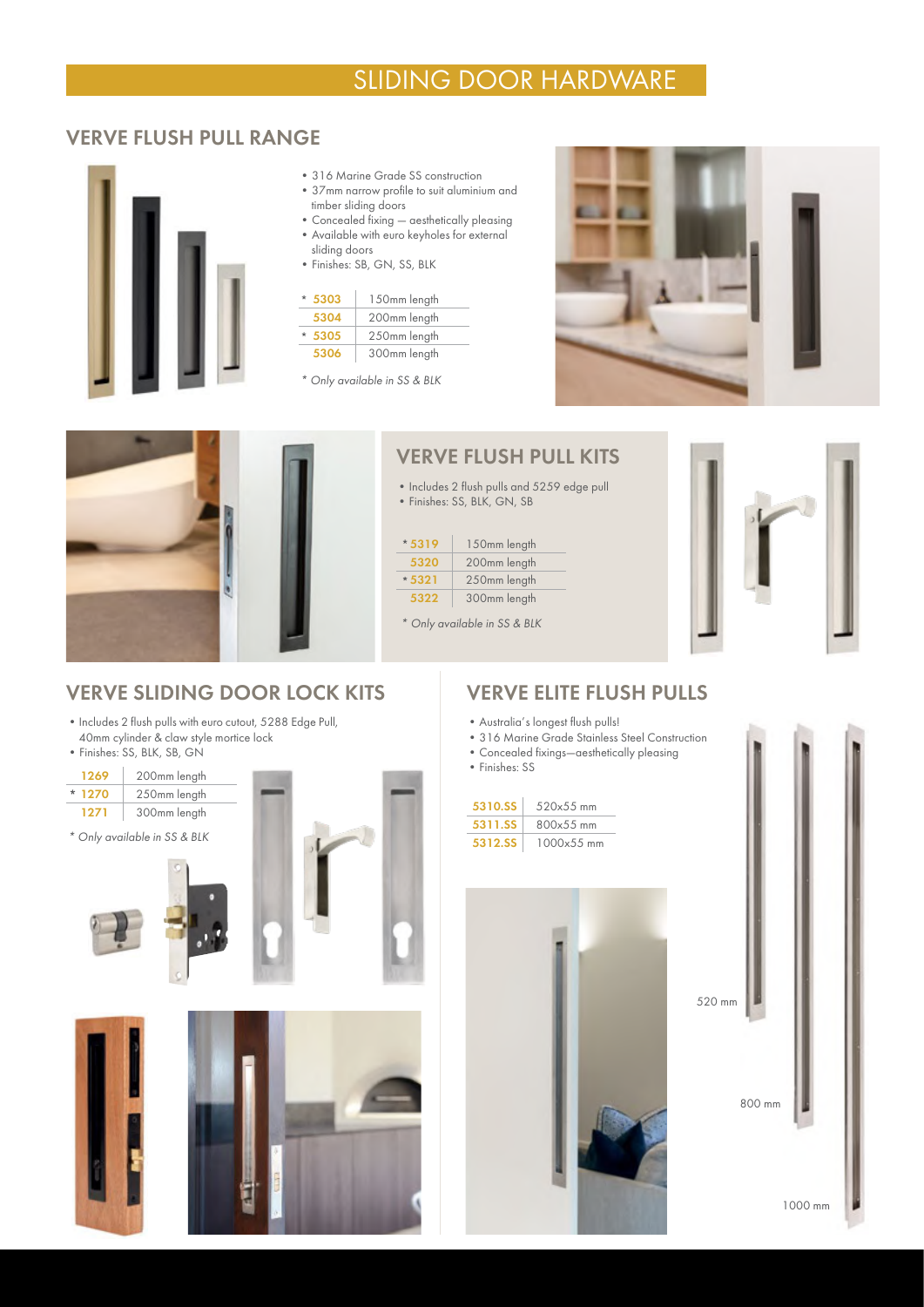# SLIDING DOOR HARDWARE

## VERVE FLUSH PULL RANGE

- 316 Marine Grade SS construction
- 37mm narrow profile to suit aluminium and timber sliding doors
- Concealed fixing — aesthetically pleasing
- Available with euro keyholes for external sliding doors
- Finishes: SB, GN, SS, BLK

| | |
|---|---|
| * 5303 | 150mm length |
| 5304 | 200mm length |
| * 5305 | 250mm length |
| 5306 | 300mm length |

*\* Only available in SS & BLK*

## VERVE FLUSH PULL KITS

- Includes 2 flush pulls and 5259 edge pull
- Finishes: SS, BLK, GN, SB

| | |
|---|---|
| * 5319 | 150mm length |
| 5320 | 200mm length |
| * 5321 | 250mm length |
| 5322 | 300mm length |

*\* Only available in SS & BLK*

## VERVE SLIDING DOOR LOCK KITS

- Includes 2 flush pulls with euro cutout, 5288 Edge Pull, 40mm cylinder & claw style mortice lock
- Finishes: SS, BLK, SB, GN

| | |
|---|---|
| 1269 | 200mm length |
| * 1270 | 250mm length |
| 1271 | 300mm length |

*\* Only available in SS & BLK*

## VERVE ELITE FLUSH PULLS

- Australia's longest flush pulls!
- 316 Marine Grade Stainless Steel Construction
- Concealed fixings—aesthetically pleasing
- Finishes: SS

| | |
|---|---|
| 5310.SS | 520x55 mm |
| 5311.SS | 800x55 mm |
| 5312.SS | 1000x55 mm |

520 mm

800 mm

1000 mm